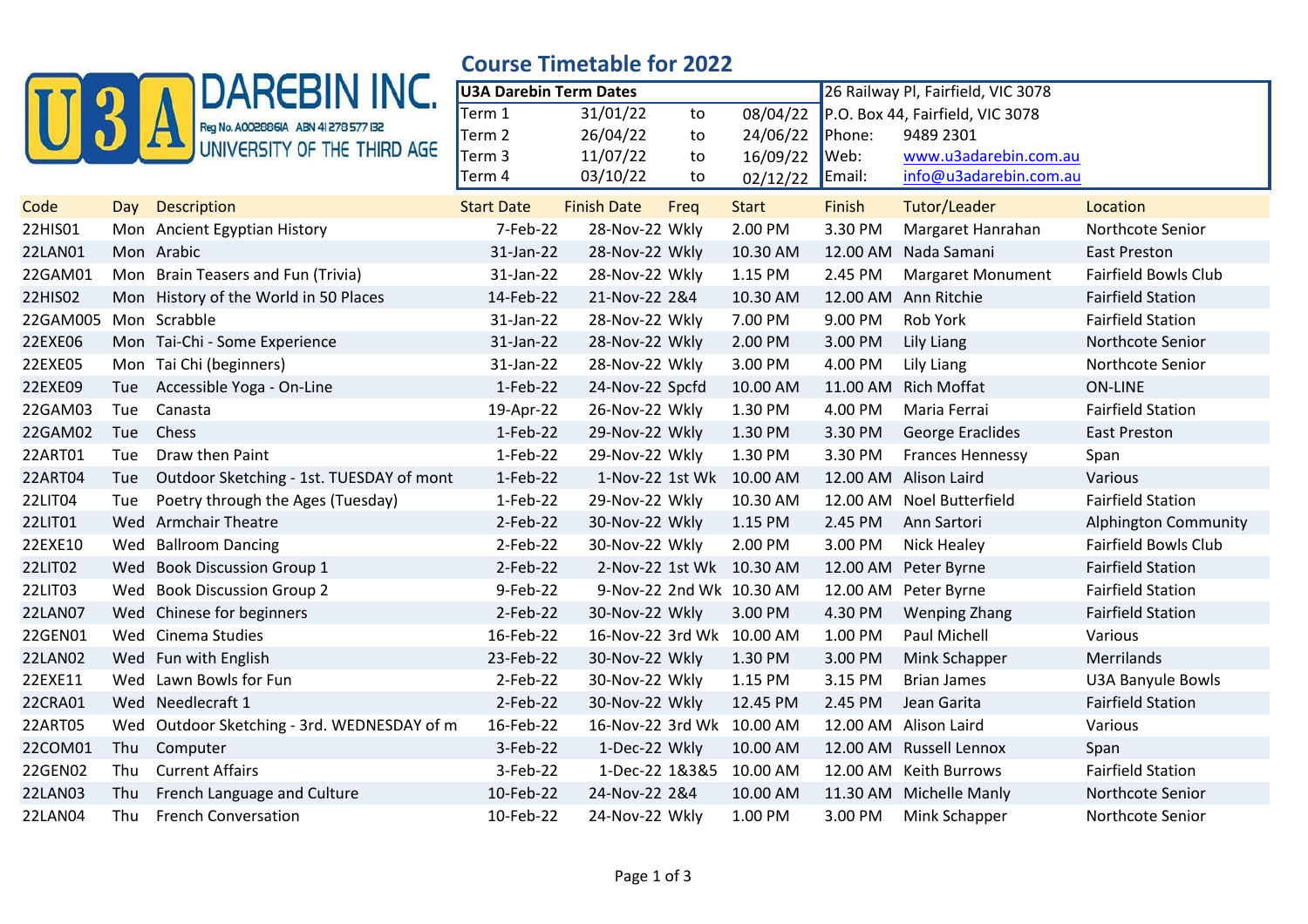# U3A DAREBIN INC.

Reg No. A0028861A ABN 41 278 577 132

UNIVERSITY OF THE THIRD AGE

## Course Timetable for 2022

| U3A Darebin Term Dates | | | |
|---|---|---|---|
| Term 1 | 31/01/22 | to | 08/04/22 |
| Term 2 | 26/04/22 | to | 24/06/22 |
| Term 3 | 11/07/22 | to | 16/09/22 |
| Term 4 | 03/10/22 | to | 02/12/22 |

26 Railway Pl, Fairfield, VIC 3078
P.O. Box 44, Fairfield, VIC 3078
Phone: 9489 2301
Web: www.u3adarebin.com.au
Email: info@u3adarebin.com.au

| Code | Day | Description | Start Date | Finish Date | Freq | Start | Finish | Tutor/Leader | Location |
|---|---|---|---|---|---|---|---|---|---|
| 22HIS01 | Mon | Ancient Egyptian History | 7-Feb-22 | 28-Nov-22 | Wkly | 2.00 PM | 3.30 PM | Margaret Hanrahan | Northcote Senior |
| 22LAN01 | Mon | Arabic | 31-Jan-22 | 28-Nov-22 | Wkly | 10.30 AM | 12.00 AM | Nada Samani | East Preston |
| 22GAM01 | Mon | Brain Teasers and Fun (Trivia) | 31-Jan-22 | 28-Nov-22 | Wkly | 1.15 PM | 2.45 PM | Margaret Monument | Fairfield Bowls Club |
| 22HIS02 | Mon | History of the World in 50 Places | 14-Feb-22 | 21-Nov-22 | 2&4 | 10.30 AM | 12.00 AM | Ann Ritchie | Fairfield Station |
| 22GAM005 | Mon | Scrabble | 31-Jan-22 | 28-Nov-22 | Wkly | 7.00 PM | 9.00 PM | Rob York | Fairfield Station |
| 22EXE06 | Mon | Tai-Chi - Some Experience | 31-Jan-22 | 28-Nov-22 | Wkly | 2.00 PM | 3.00 PM | Lily Liang | Northcote Senior |
| 22EXE05 | Mon | Tai Chi (beginners) | 31-Jan-22 | 28-Nov-22 | Wkly | 3.00 PM | 4.00 PM | Lily Liang | Northcote Senior |
| 22EXE09 | Tue | Accessible Yoga - On-Line | 1-Feb-22 | 24-Nov-22 | Spcfd | 10.00 AM | 11.00 AM | Rich Moffat | ON-LINE |
| 22GAM03 | Tue | Canasta | 19-Apr-22 | 26-Nov-22 | Wkly | 1.30 PM | 4.00 PM | Maria Ferrai | Fairfield Station |
| 22GAM02 | Tue | Chess | 1-Feb-22 | 29-Nov-22 | Wkly | 1.30 PM | 3.30 PM | George Eraclides | East Preston |
| 22ART01 | Tue | Draw then Paint | 1-Feb-22 | 29-Nov-22 | Wkly | 1.30 PM | 3.30 PM | Frances Hennessy | Span |
| 22ART04 | Tue | Outdoor Sketching - 1st. TUESDAY of mont | 1-Feb-22 | 1-Nov-22 | 1st Wk | 10.00 AM | 12.00 AM | Alison Laird | Various |
| 22LIT04 | Tue | Poetry through the Ages (Tuesday) | 1-Feb-22 | 29-Nov-22 | Wkly | 10.30 AM | 12.00 AM | Noel Butterfield | Fairfield Station |
| 22LIT01 | Wed | Armchair Theatre | 2-Feb-22 | 30-Nov-22 | Wkly | 1.15 PM | 2.45 PM | Ann Sartori | Alphington Community |
| 22EXE10 | Wed | Ballroom Dancing | 2-Feb-22 | 30-Nov-22 | Wkly | 2.00 PM | 3.00 PM | Nick Healey | Fairfield Bowls Club |
| 22LIT02 | Wed | Book Discussion Group 1 | 2-Feb-22 | 2-Nov-22 | 1st Wk | 10.30 AM | 12.00 AM | Peter Byrne | Fairfield Station |
| 22LIT03 | Wed | Book Discussion Group 2 | 9-Feb-22 | 9-Nov-22 | 2nd Wk | 10.30 AM | 12.00 AM | Peter Byrne | Fairfield Station |
| 22LAN07 | Wed | Chinese for beginners | 2-Feb-22 | 30-Nov-22 | Wkly | 3.00 PM | 4.30 PM | Wenping Zhang | Fairfield Station |
| 22GEN01 | Wed | Cinema Studies | 16-Feb-22 | 16-Nov-22 | 3rd Wk | 10.00 AM | 1.00 PM | Paul Michell | Various |
| 22LAN02 | Wed | Fun with English | 23-Feb-22 | 30-Nov-22 | Wkly | 1.30 PM | 3.00 PM | Mink Schapper | Merrilands |
| 22EXE11 | Wed | Lawn Bowls for Fun | 2-Feb-22 | 30-Nov-22 | Wkly | 1.15 PM | 3.15 PM | Brian James | U3A Banyule Bowls |
| 22CRA01 | Wed | Needlecraft 1 | 2-Feb-22 | 30-Nov-22 | Wkly | 12.45 PM | 2.45 PM | Jean Garita | Fairfield Station |
| 22ART05 | Wed | Outdoor Sketching - 3rd. WEDNESDAY of m | 16-Feb-22 | 16-Nov-22 | 3rd Wk | 10.00 AM | 12.00 AM | Alison Laird | Various |
| 22COM01 | Thu | Computer | 3-Feb-22 | 1-Dec-22 | Wkly | 10.00 AM | 12.00 AM | Russell Lennox | Span |
| 22GEN02 | Thu | Current Affairs | 3-Feb-22 | 1-Dec-22 | 1&3&5 | 10.00 AM | 12.00 AM | Keith Burrows | Fairfield Station |
| 22LAN03 | Thu | French Language and Culture | 10-Feb-22 | 24-Nov-22 | 2&4 | 10.00 AM | 11.30 AM | Michelle Manly | Northcote Senior |
| 22LAN04 | Thu | French Conversation | 10-Feb-22 | 24-Nov-22 | Wkly | 1.00 PM | 3.00 PM | Mink Schapper | Northcote Senior |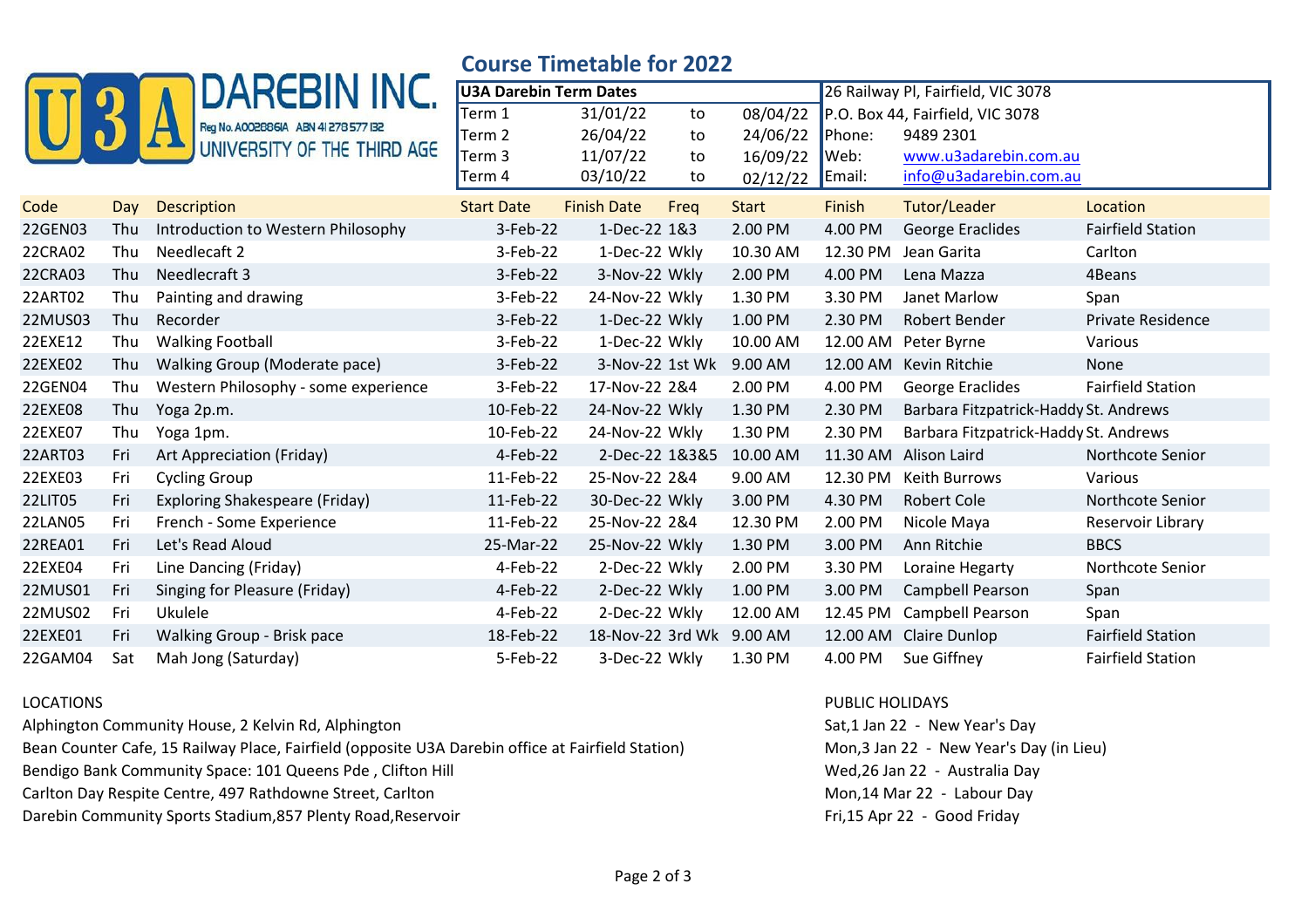U3A DARABIN INC.

Reg No. A0028861A ABN 41 278 577 132

UNIVERSITY OF THE THIRD AGE

## Course Timetable for 2022

| U3A Darebin Term Dates | | | |
|---|---|---|---|
| Term 1 | 31/01/22 | to | 08/04/22 |
| Term 2 | 26/04/22 | to | 24/06/22 |
| Term 3 | 11/07/22 | to | 16/09/22 |
| Term 4 | 03/10/22 | to | 02/12/22 |

26 Railway Pl, Fairfield, VIC 3078
P.O. Box 44, Fairfield, VIC 3078
Phone: 9489 2301
Web: www.u3adarebin.com.au
Email: info@u3adarebin.com.au

| Code | Day | Description | Start Date | Finish Date | Freq | Start | Finish | Tutor/Leader | Location |
|---|---|---|---|---|---|---|---|---|---|
| 22GEN03 | Thu | Introduction to Western Philosophy | 3-Feb-22 | 1-Dec-22 | 1&3 | 2.00 PM | 4.00 PM | George Eraclides | Fairfield Station |
| 22CRA02 | Thu | Needlecaft 2 | 3-Feb-22 | 1-Dec-22 | Wkly | 10.30 AM | 12.30 PM | Jean Garita | Carlton |
| 22CRA03 | Thu | Needlecraft 3 | 3-Feb-22 | 3-Nov-22 | Wkly | 2.00 PM | 4.00 PM | Lena Mazza | 4Beans |
| 22ART02 | Thu | Painting and drawing | 3-Feb-22 | 24-Nov-22 | Wkly | 1.30 PM | 3.30 PM | Janet Marlow | Span |
| 22MUS03 | Thu | Recorder | 3-Feb-22 | 1-Dec-22 | Wkly | 1.00 PM | 2.30 PM | Robert Bender | Private Residence |
| 22EXE12 | Thu | Walking Football | 3-Feb-22 | 1-Dec-22 | Wkly | 10.00 AM | 12.00 AM | Peter Byrne | Various |
| 22EXE02 | Thu | Walking Group (Moderate pace) | 3-Feb-22 | 3-Nov-22 | 1st Wk | 9.00 AM | 12.00 AM | Kevin Ritchie | None |
| 22GEN04 | Thu | Western Philosophy - some experience | 3-Feb-22 | 17-Nov-22 | 2&4 | 2.00 PM | 4.00 PM | George Eraclides | Fairfield Station |
| 22EXE08 | Thu | Yoga 2p.m. | 10-Feb-22 | 24-Nov-22 | Wkly | 1.30 PM | 2.30 PM | Barbara Fitzpatrick-Haddy | St. Andrews |
| 22EXE07 | Thu | Yoga 1pm. | 10-Feb-22 | 24-Nov-22 | Wkly | 1.30 PM | 2.30 PM | Barbara Fitzpatrick-Haddy | St. Andrews |
| 22ART03 | Fri | Art Appreciation (Friday) | 4-Feb-22 | 2-Dec-22 | 1&3&5 | 10.00 AM | 11.30 AM | Alison Laird | Northcote Senior |
| 22EXE03 | Fri | Cycling Group | 11-Feb-22 | 25-Nov-22 | 2&4 | 9.00 AM | 12.30 PM | Keith Burrows | Various |
| 22LIT05 | Fri | Exploring Shakespeare (Friday) | 11-Feb-22 | 30-Dec-22 | Wkly | 3.00 PM | 4.30 PM | Robert Cole | Northcote Senior |
| 22LAN05 | Fri | French - Some Experience | 11-Feb-22 | 25-Nov-22 | 2&4 | 12.30 PM | 2.00 PM | Nicole Maya | Reservoir Library |
| 22REA01 | Fri | Let's Read Aloud | 25-Mar-22 | 25-Nov-22 | Wkly | 1.30 PM | 3.00 PM | Ann Ritchie | BBCS |
| 22EXE04 | Fri | Line Dancing (Friday) | 4-Feb-22 | 2-Dec-22 | Wkly | 2.00 PM | 3.30 PM | Loraine Hegarty | Northcote Senior |
| 22MUS01 | Fri | Singing for Pleasure (Friday) | 4-Feb-22 | 2-Dec-22 | Wkly | 1.00 PM | 3.00 PM | Campbell Pearson | Span |
| 22MUS02 | Fri | Ukulele | 4-Feb-22 | 2-Dec-22 | Wkly | 12.00 AM | 12.45 PM | Campbell Pearson | Span |
| 22EXE01 | Fri | Walking Group - Brisk pace | 18-Feb-22 | 18-Nov-22 | 3rd Wk | 9.00 AM | 12.00 AM | Claire Dunlop | Fairfield Station |
| 22GAM04 | Sat | Mah Jong (Saturday) | 5-Feb-22 | 3-Dec-22 | Wkly | 1.30 PM | 4.00 PM | Sue Giffney | Fairfield Station |

LOCATIONS

Alphington Community House, 2 Kelvin Rd, Alphington
Bean Counter Cafe, 15 Railway Place, Fairfield (opposite U3A Darebin office at Fairfield Station)
Bendigo Bank Community Space: 101 Queens Pde , Clifton Hill
Carlton Day Respite Centre, 497 Rathdowne Street, Carlton
Darebin Community Sports Stadium,857 Plenty Road,Reservoir

PUBLIC HOLIDAYS

Sat,1 Jan 22 - New Year's Day
Mon,3 Jan 22 - New Year's Day (in Lieu)
Wed,26 Jan 22 - Australia Day
Mon,14 Mar 22 - Labour Day
Fri,15 Apr 22 - Good Friday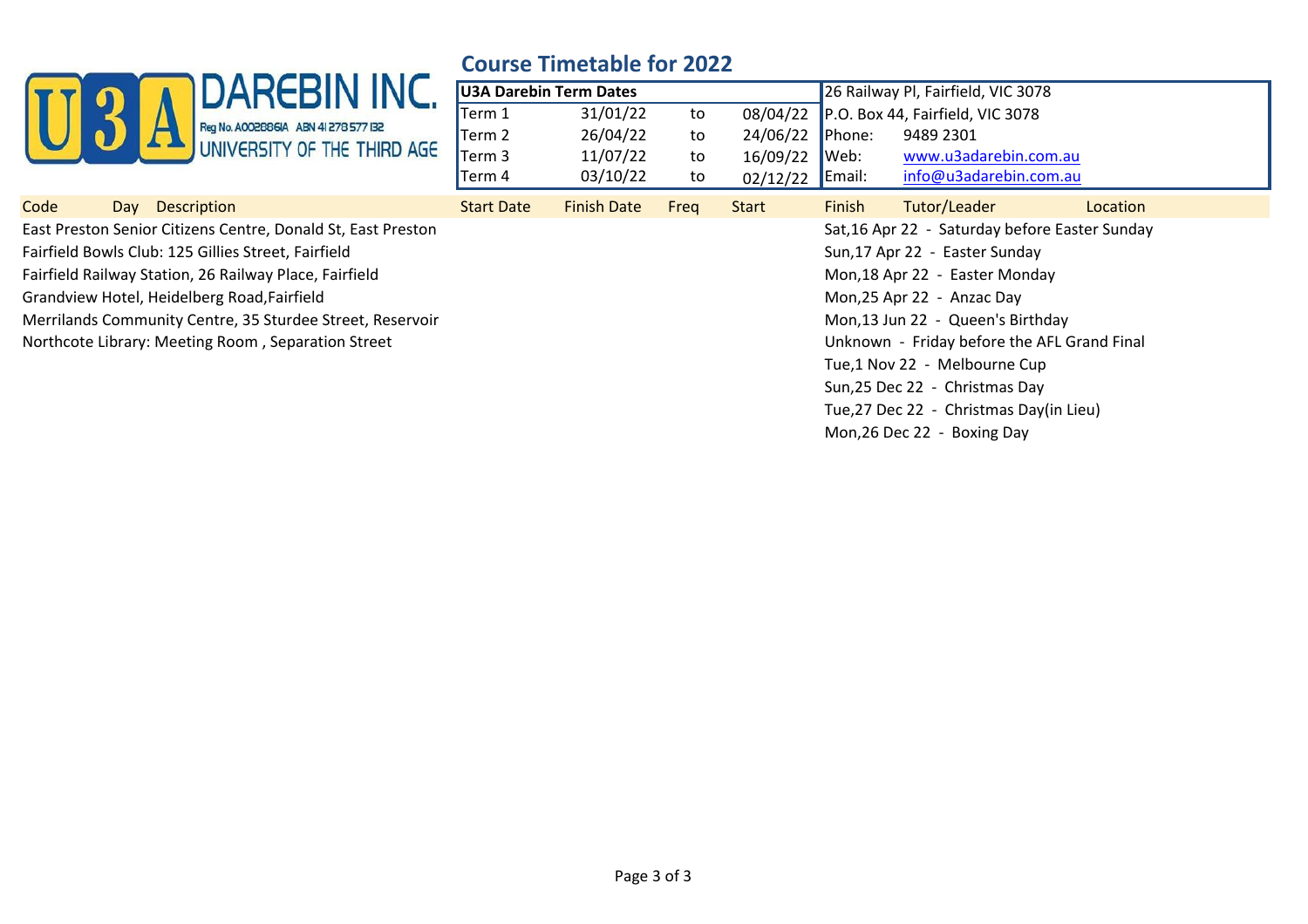U3A DAREBIN INC.
Reg No. A0028861A ABN 41 278 577 132
UNIVERSITY OF THE THIRD AGE

## Course Timetable for 2022

| U3A Darebin Term Dates | | | | 26 Railway Pl, Fairfield, VIC 3078 | |
|---|---|---|---|---|---|
| Term 1 | 31/01/22 | to | 08/04/22 | P.O. Box 44, Fairfield, VIC 3078 | |
| Term 2 | 26/04/22 | to | 24/06/22 | Phone: | 9489 2301 |
| Term 3 | 11/07/22 | to | 16/09/22 | Web: | www.u3adarebin.com.au |
| Term 4 | 03/10/22 | to | 02/12/22 | Email: | info@u3adarebin.com.au |

| Code | Day | Description | Start Date | Finish Date | Freq | Start | Finish | Tutor/Leader | Location |
|---|---|---|---|---|---|---|---|---|---|

East Preston Senior Citizens Centre, Donald St, East Preston
Fairfield Bowls Club: 125 Gillies Street, Fairfield
Fairfield Railway Station, 26 Railway Place, Fairfield
Grandview Hotel, Heidelberg Road,Fairfield
Merrilands Community Centre, 35 Sturdee Street, Reservoir
Northcote Library: Meeting Room , Separation Street

Sat,16 Apr 22 - Saturday before Easter Sunday
Sun,17 Apr 22 - Easter Sunday
Mon,18 Apr 22 - Easter Monday
Mon,25 Apr 22 - Anzac Day
Mon,13 Jun 22 - Queen's Birthday
Unknown - Friday before the AFL Grand Final
Tue,1 Nov 22 - Melbourne Cup
Sun,25 Dec 22 - Christmas Day
Tue,27 Dec 22 - Christmas Day(in Lieu)
Mon,26 Dec 22 - Boxing Day